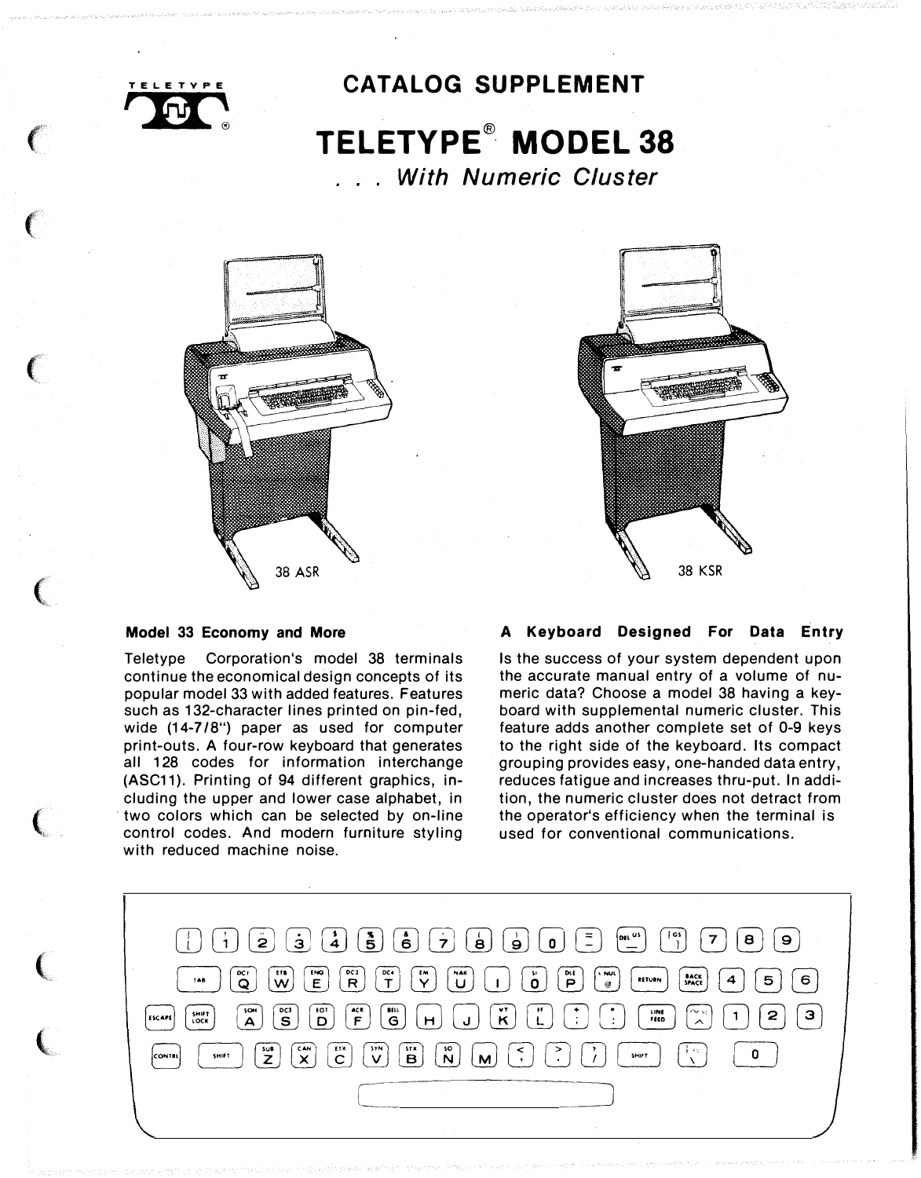TELETYPE

# CATALOG SUPPLEMENT

# TELETYPE® MODEL 38

*. . . With Numeric Cluster*

38 ASR

38 KSR

### Model 33 Economy and More

Teletype Corporation's model 38 terminals continue the economical design concepts of its popular model 33 with added features. Features such as 132-character lines printed on pin-fed, wide (14-7/8") paper as used for computer print-outs. A four-row keyboard that generates all 128 codes for information interchange (ASC11). Printing of 94 different graphics, including the upper and lower case alphabet, in two colors which can be selected by on-line control codes. And modern furniture styling with reduced machine noise.

### A Keyboard Designed For Data Entry

Is the success of your system dependent upon the accurate manual entry of a volume of numeric data? Choose a model 38 having a keyboard with supplemental numeric cluster. This feature adds another complete set of 0-9 keys to the right side of the keyboard. Its compact grouping provides easy, one-handed data entry, reduces fatigue and increases thru-put. In addition, the numeric cluster does not detract from the operator's efficiency when the terminal is used for conventional communications.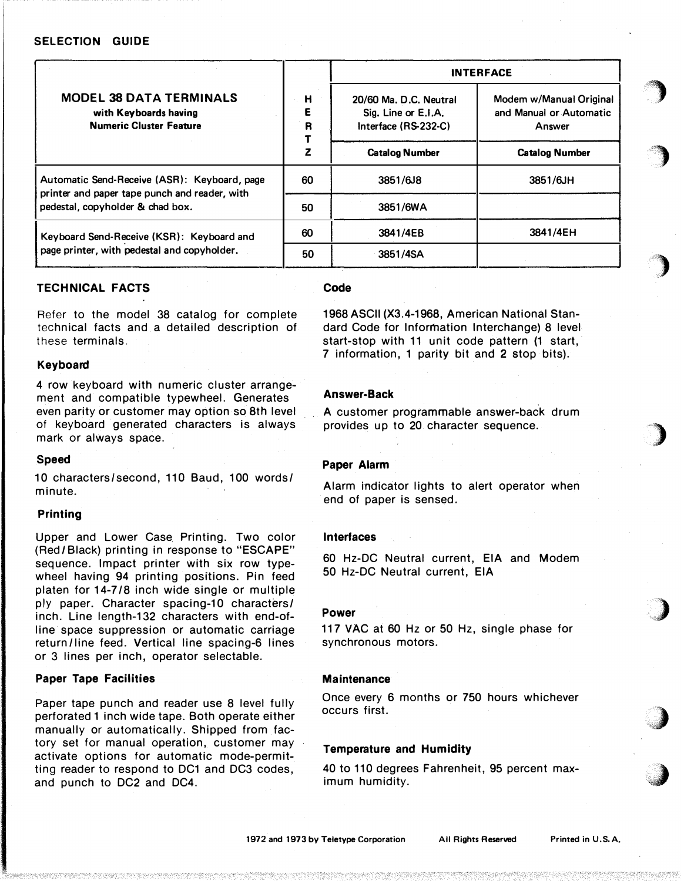## SELECTION GUIDE

| MODEL 38 DATA TERMINALS with Keyboards having Numeric Cluster Feature | HERTZ | INTERFACE | |
|---|---|---|---|
| | | 20/60 Ma. D.C. Neutral Sig. Line or E.I.A. Interface (RS-232-C) | Modem w/Manual Original and Manual or Automatic Answer |
| | | Catalog Number | Catalog Number |
| Automatic Send-Receive (ASR): Keyboard, page printer and paper tape punch and reader, with pedestal, copyholder & chad box. | 60 | 3851/6J8 | 3851/6JH |
| | 50 | 3851/6WA | |
| Keyboard Send-Receive (KSR): Keyboard and page printer, with pedestal and copyholder. | 60 | 3841/4EB | 3841/4EH |
| | 50 | 3851/4SA | |

## TECHNICAL FACTS

Refer to the model 38 catalog for complete technical facts and a detailed description of these terminals.

### Keyboard

4 row keyboard with numeric cluster arrangement and compatible typewheel. Generates even parity or customer may option so 8th level of keyboard generated characters is always mark or always space.

### Speed

10 characters/second, 110 Baud, 100 words/minute.

### Printing

Upper and Lower Case Printing. Two color (Red/Black) printing in response to "ESCAPE" sequence. Impact printer with six row typewheel having 94 printing positions. Pin feed platen for 14-7/8 inch wide single or multiple ply paper. Character spacing-10 characters/inch. Line length-132 characters with end-of-line space suppression or automatic carriage return/line feed. Vertical line spacing-6 lines or 3 lines per inch, operator selectable.

### Paper Tape Facilities

Paper tape punch and reader use 8 level fully perforated 1 inch wide tape. Both operate either manually or automatically. Shipped from factory set for manual operation, customer may activate options for automatic mode-permitting reader to respond to DC1 and DC3 codes, and punch to DC2 and DC4.

### Code

1968 ASCII (X3.4-1968, American National Standard Code for Information Interchange) 8 level start-stop with 11 unit code pattern (1 start, 7 information, 1 parity bit and 2 stop bits).

### Answer-Back

A customer programmable answer-back drum provides up to 20 character sequence.

### Paper Alarm

Alarm indicator lights to alert operator when end of paper is sensed.

### Interfaces

60 Hz-DC Neutral current, EIA and Modem
50 Hz-DC Neutral current, EIA

### Power

117 VAC at 60 Hz or 50 Hz, single phase for synchronous motors.

### Maintenance

Once every 6 months or 750 hours whichever occurs first.

### Temperature and Humidity

40 to 110 degrees Fahrenheit, 95 percent maximum humidity.

1972 and 1973 by Teletype Corporation All Rights Reserved Printed in U.S.A.